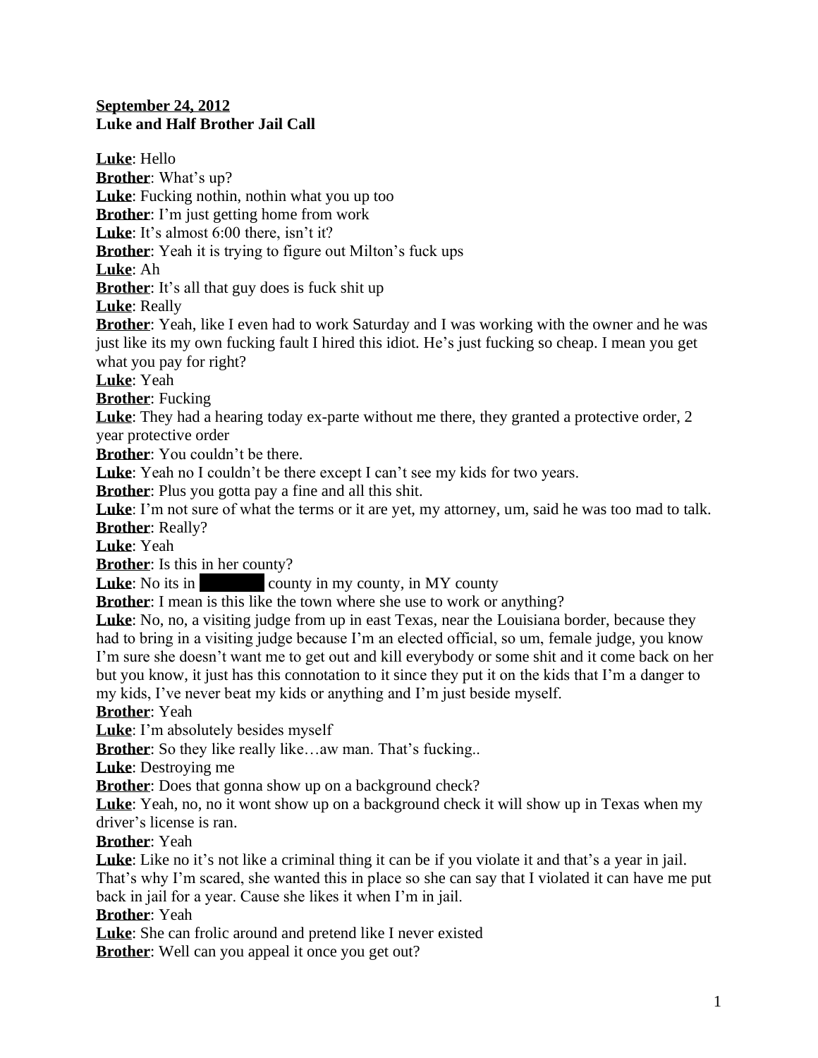**September 24, 2012**
**Luke and Half Brother Jail Call**

**Luke**: Hello
**Brother**: What's up?
**Luke**: Fucking nothin, nothin what you up too
**Brother**: I'm just getting home from work
**Luke**: It's almost 6:00 there, isn't it?
**Brother**: Yeah it is trying to figure out Milton's fuck ups
**Luke**: Ah
**Brother**: It's all that guy does is fuck shit up
**Luke**: Really
**Brother**: Yeah, like I even had to work Saturday and I was working with the owner and he was just like its my own fucking fault I hired this idiot. He's just fucking so cheap. I mean you get what you pay for right?
**Luke**: Yeah
**Brother**: Fucking
**Luke**: They had a hearing today ex-parte without me there, they granted a protective order, 2 year protective order
**Brother**: You couldn't be there.
**Luke**: Yeah no I couldn't be there except I can't see my kids for two years.
**Brother**: Plus you gotta pay a fine and all this shit.
**Luke**: I'm not sure of what the terms or it are yet, my attorney, um, said he was too mad to talk.
**Brother**: Really?
**Luke**: Yeah
**Brother**: Is this in her county?
**Luke**: No its in ████████ county in my county, in MY county
**Brother**: I mean is this like the town where she use to work or anything?
**Luke**: No, no, a visiting judge from up in east Texas, near the Louisiana border, because they had to bring in a visiting judge because I'm an elected official, so um, female judge, you know I'm sure she doesn't want me to get out and kill everybody or some shit and it come back on her but you know, it just has this connotation to it since they put it on the kids that I'm a danger to my kids, I've never beat my kids or anything and I'm just beside myself.
**Brother**: Yeah
**Luke**: I'm absolutely besides myself
**Brother**: So they like really like…aw man. That's fucking..
**Luke**: Destroying me
**Brother**: Does that gonna show up on a background check?
**Luke**: Yeah, no, no it wont show up on a background check it will show up in Texas when my driver's license is ran.
**Brother**: Yeah
**Luke**: Like no it's not like a criminal thing it can be if you violate it and that's a year in jail. That's why I'm scared, she wanted this in place so she can say that I violated it can have me put back in jail for a year. Cause she likes it when I'm in jail.
**Brother**: Yeah
**Luke**: She can frolic around and pretend like I never existed
**Brother**: Well can you appeal it once you get out?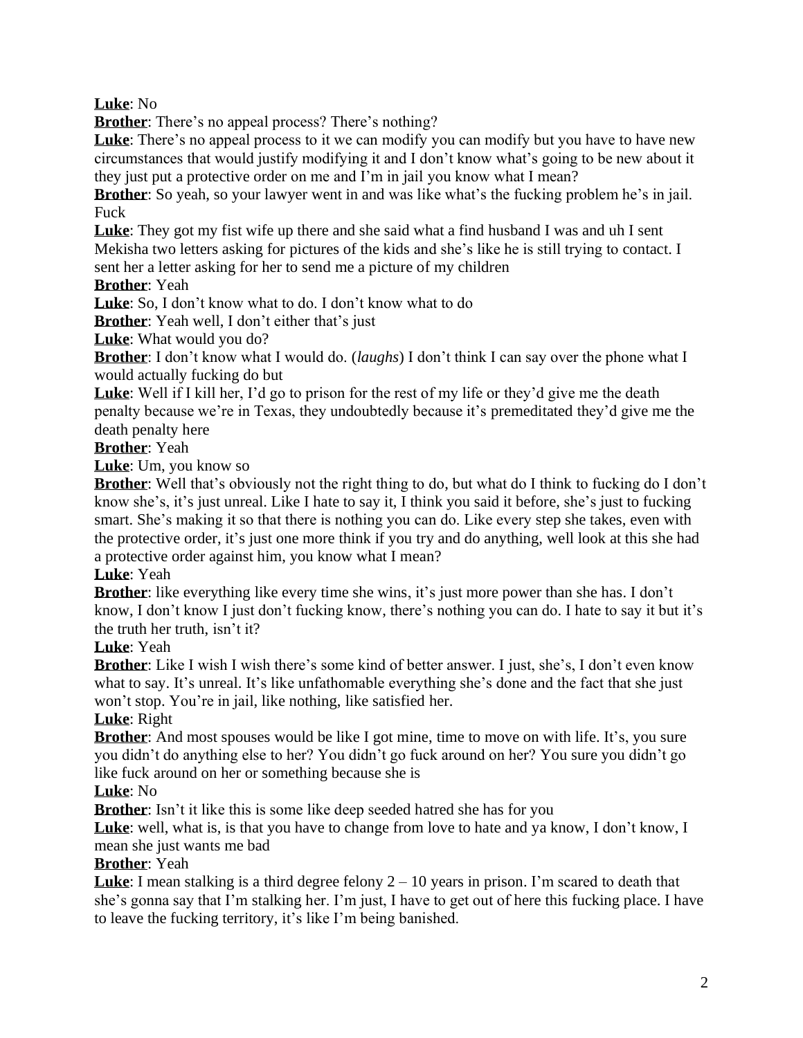**Luke**: No

**Brother**: There's no appeal process? There's nothing?

**Luke**: There's no appeal process to it we can modify you can modify but you have to have new circumstances that would justify modifying it and I don't know what's going to be new about it they just put a protective order on me and I'm in jail you know what I mean?

**Brother**: So yeah, so your lawyer went in and was like what's the fucking problem he's in jail. Fuck

**Luke**: They got my fist wife up there and she said what a find husband I was and uh I sent Mekisha two letters asking for pictures of the kids and she's like he is still trying to contact. I sent her a letter asking for her to send me a picture of my children

**Brother**: Yeah

**Luke**: So, I don't know what to do. I don't know what to do

**Brother**: Yeah well, I don't either that's just

**Luke**: What would you do?

**Brother**: I don't know what I would do. (*laughs*) I don't think I can say over the phone what I would actually fucking do but

**Luke**: Well if I kill her, I'd go to prison for the rest of my life or they'd give me the death penalty because we're in Texas, they undoubtedly because it's premeditated they'd give me the death penalty here

**Brother**: Yeah

**Luke**: Um, you know so

**Brother**: Well that's obviously not the right thing to do, but what do I think to fucking do I don't know she's, it's just unreal. Like I hate to say it, I think you said it before, she's just to fucking smart. She's making it so that there is nothing you can do. Like every step she takes, even with the protective order, it's just one more think if you try and do anything, well look at this she had a protective order against him, you know what I mean?

**Luke**: Yeah

**Brother**: like everything like every time she wins, it's just more power than she has. I don't know, I don't know I just don't fucking know, there's nothing you can do. I hate to say it but it's the truth her truth, isn't it?

**Luke**: Yeah

**Brother**: Like I wish I wish there's some kind of better answer. I just, she's, I don't even know what to say. It's unreal. It's like unfathomable everything she's done and the fact that she just won't stop. You're in jail, like nothing, like satisfied her.

**Luke**: Right

**Brother**: And most spouses would be like I got mine, time to move on with life. It's, you sure you didn't do anything else to her? You didn't go fuck around on her? You sure you didn't go like fuck around on her or something because she is

**Luke**: No

**Brother**: Isn't it like this is some like deep seeded hatred she has for you

**Luke**: well, what is, is that you have to change from love to hate and ya know, I don't know, I mean she just wants me bad

**Brother**: Yeah

**Luke**: I mean stalking is a third degree felony 2 – 10 years in prison. I'm scared to death that she's gonna say that I'm stalking her. I'm just, I have to get out of here this fucking place. I have to leave the fucking territory, it's like I'm being banished.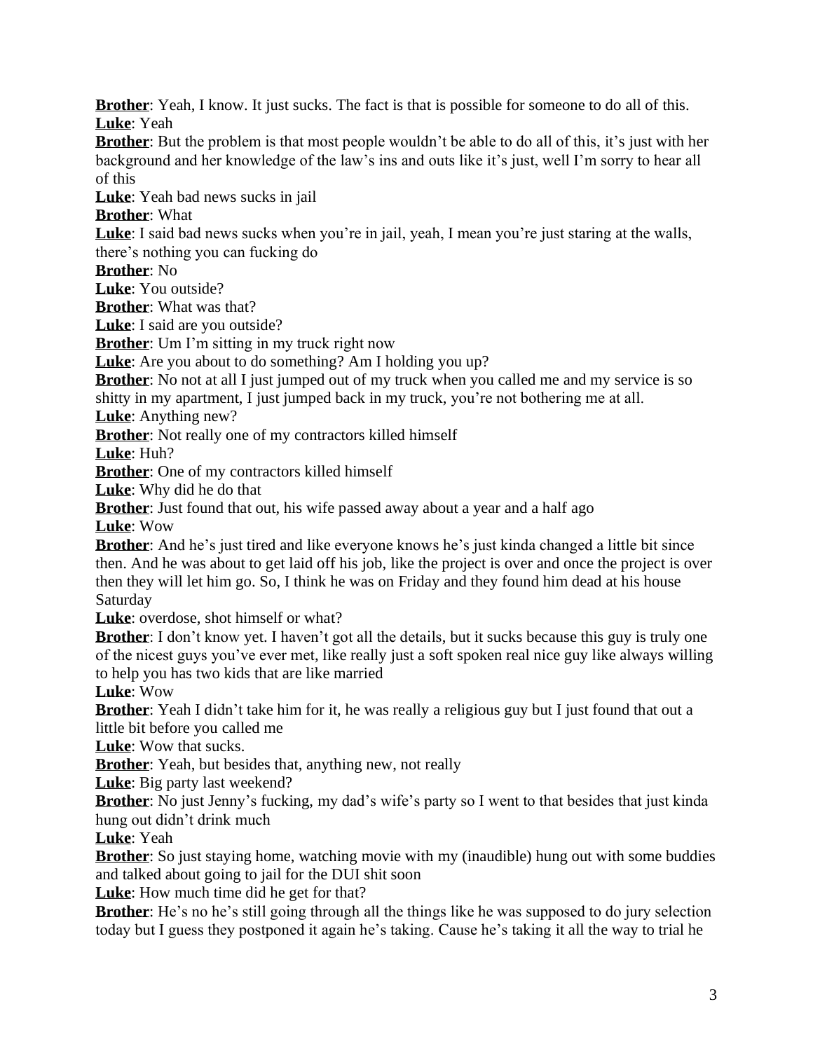**Brother**: Yeah, I know. It just sucks. The fact is that is possible for someone to do all of this.
**Luke**: Yeah
**Brother**: But the problem is that most people wouldn't be able to do all of this, it's just with her background and her knowledge of the law's ins and outs like it's just, well I'm sorry to hear all of this
**Luke**: Yeah bad news sucks in jail
**Brother**: What
**Luke**: I said bad news sucks when you're in jail, yeah, I mean you're just staring at the walls, there's nothing you can fucking do
**Brother**: No
**Luke**: You outside?
**Brother**: What was that?
**Luke**: I said are you outside?
**Brother**: Um I'm sitting in my truck right now
**Luke**: Are you about to do something? Am I holding you up?
**Brother**: No not at all I just jumped out of my truck when you called me and my service is so shitty in my apartment, I just jumped back in my truck, you're not bothering me at all.
**Luke**: Anything new?
**Brother**: Not really one of my contractors killed himself
**Luke**: Huh?
**Brother**: One of my contractors killed himself
**Luke**: Why did he do that
**Brother**: Just found that out, his wife passed away about a year and a half ago
**Luke**: Wow
**Brother**: And he's just tired and like everyone knows he's just kinda changed a little bit since then. And he was about to get laid off his job, like the project is over and once the project is over then they will let him go. So, I think he was on Friday and they found him dead at his house Saturday
**Luke**: overdose, shot himself or what?
**Brother**: I don't know yet. I haven't got all the details, but it sucks because this guy is truly one of the nicest guys you've ever met, like really just a soft spoken real nice guy like always willing to help you has two kids that are like married
**Luke**: Wow
**Brother**: Yeah I didn't take him for it, he was really a religious guy but I just found that out a little bit before you called me
**Luke**: Wow that sucks.
**Brother**: Yeah, but besides that, anything new, not really
**Luke**: Big party last weekend?
**Brother**: No just Jenny's fucking, my dad's wife's party so I went to that besides that just kinda hung out didn't drink much
**Luke**: Yeah
**Brother**: So just staying home, watching movie with my (inaudible) hung out with some buddies and talked about going to jail for the DUI shit soon
**Luke**: How much time did he get for that?
**Brother**: He's no he's still going through all the things like he was supposed to do jury selection today but I guess they postponed it again he's taking. Cause he's taking it all the way to trial he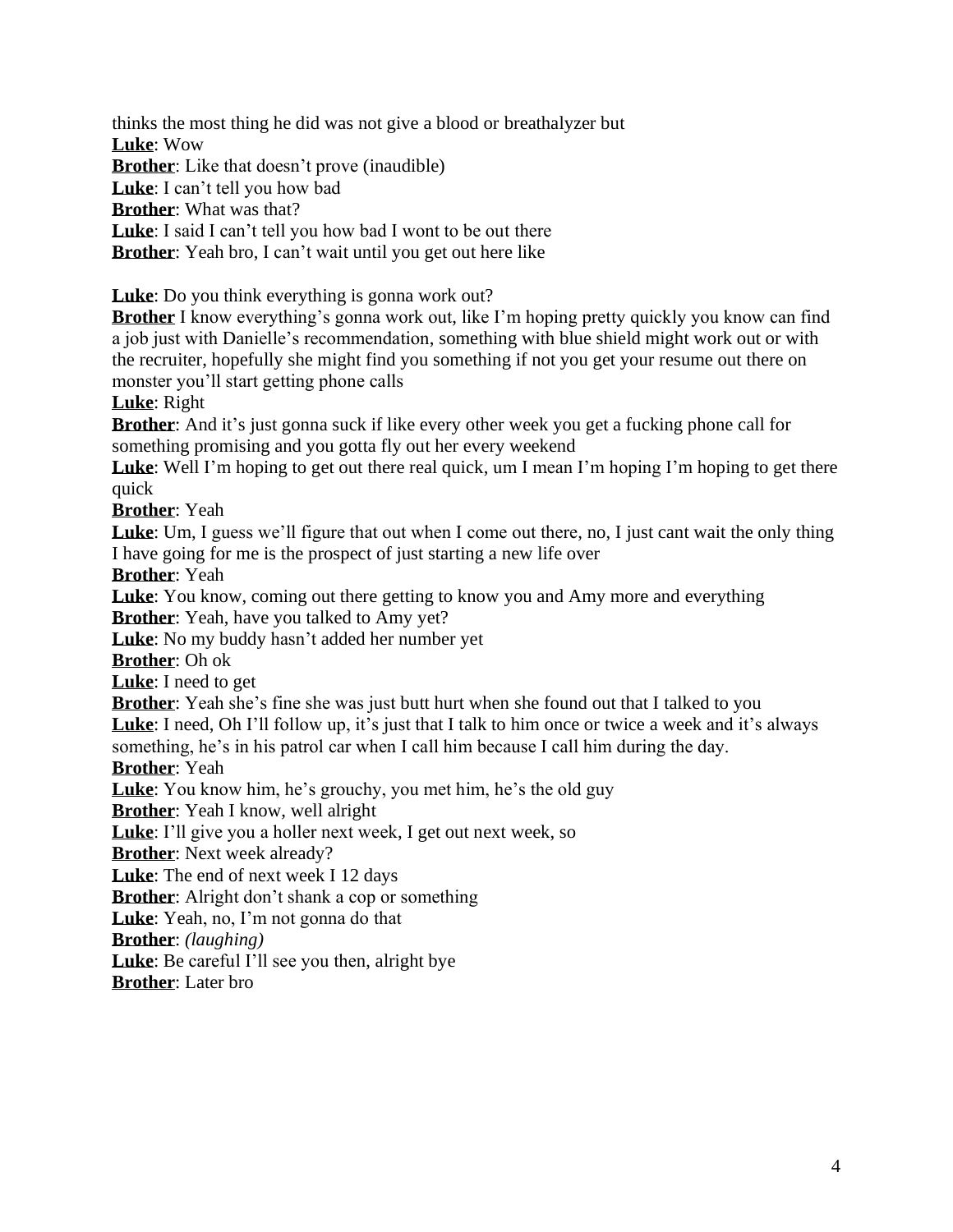thinks the most thing he did was not give a blood or breathalyzer but

**Luke**: Wow

**Brother**: Like that doesn't prove (inaudible)

**Luke**: I can't tell you how bad

**Brother**: What was that?

**Luke**: I said I can't tell you how bad I wont to be out there

**Brother**: Yeah bro, I can't wait until you get out here like

**Luke**: Do you think everything is gonna work out?

**Brother** I know everything's gonna work out, like I'm hoping pretty quickly you know can find a job just with Danielle's recommendation, something with blue shield might work out or with the recruiter, hopefully she might find you something if not you get your resume out there on monster you'll start getting phone calls

**Luke**: Right

**Brother**: And it's just gonna suck if like every other week you get a fucking phone call for something promising and you gotta fly out her every weekend

**Luke**: Well I'm hoping to get out there real quick, um I mean I'm hoping I'm hoping to get there quick

**Brother**: Yeah

**Luke**: Um, I guess we'll figure that out when I come out there, no, I just cant wait the only thing I have going for me is the prospect of just starting a new life over

**Brother**: Yeah

**Luke**: You know, coming out there getting to know you and Amy more and everything

**Brother**: Yeah, have you talked to Amy yet?

**Luke**: No my buddy hasn't added her number yet

**Brother**: Oh ok

**Luke**: I need to get

**Brother**: Yeah she's fine she was just butt hurt when she found out that I talked to you

**Luke**: I need, Oh I'll follow up, it's just that I talk to him once or twice a week and it's always something, he's in his patrol car when I call him because I call him during the day.

**Brother**: Yeah

**Luke**: You know him, he's grouchy, you met him, he's the old guy

**Brother**: Yeah I know, well alright

**Luke**: I'll give you a holler next week, I get out next week, so

**Brother**: Next week already?

**Luke**: The end of next week I 12 days

**Brother**: Alright don't shank a cop or something

**Luke**: Yeah, no, I'm not gonna do that

**Brother**: *(laughing)*

**Luke**: Be careful I'll see you then, alright bye

**Brother**: Later bro